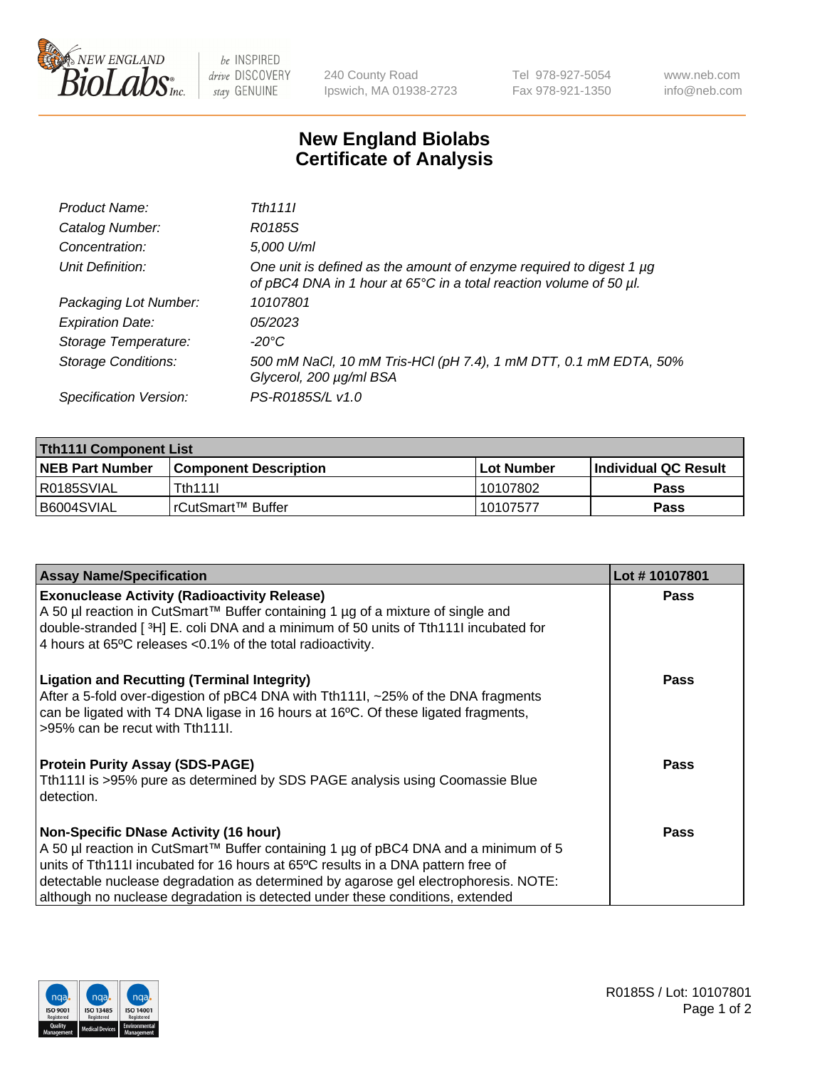# New England Biolabs Certificate of Analysis

| | |
|---|---|
| *Product Name:* | *Tth111I* |
| *Catalog Number:* | *R0185S* |
| *Concentration:* | *5,000 U/ml* |
| *Unit Definition:* | *One unit is defined as the amount of enzyme required to digest 1 µg of pBC4 DNA in 1 hour at 65°C in a total reaction volume of 50 µl.* |
| *Packaging Lot Number:* | *10107801* |
| *Expiration Date:* | *05/2023* |
| *Storage Temperature:* | *-20°C* |
| *Storage Conditions:* | *500 mM NaCl, 10 mM Tris-HCl (pH 7.4), 1 mM DTT, 0.1 mM EDTA, 50% Glycerol, 200 µg/ml BSA* |
| *Specification Version:* | *PS-R0185S/L v1.0* |

| **Tth111I Component List** | | | |
|---|---|---|---|
| **NEB Part Number** | **Component Description** | **Lot Number** | **Individual QC Result** |
| R0185SVIAL | Tth111I | 10107802 | **Pass** |
| B6004SVIAL | rCutSmart™ Buffer | 10107577 | **Pass** |

| **Assay Name/Specification** | **Lot # 10107801** |
|---|---|
| **Exonuclease Activity (Radioactivity Release)**<br>A 50 µl reaction in CutSmart™ Buffer containing 1 µg of a mixture of single and double-stranded [ $^3$H] E. coli DNA and a minimum of 50 units of Tth111I incubated for 4 hours at 65ºC releases <0.1% of the total radioactivity. | **Pass** |
| **Ligation and Recutting (Terminal Integrity)**<br>After a 5-fold over-digestion of pBC4 DNA with Tth111I, ~25% of the DNA fragments can be ligated with T4 DNA ligase in 16 hours at 16ºC. Of these ligated fragments, >95% can be recut with Tth111I. | **Pass** |
| **Protein Purity Assay (SDS-PAGE)**<br>Tth111I is >95% pure as determined by SDS PAGE analysis using Coomassie Blue detection. | **Pass** |
| **Non-Specific DNase Activity (16 hour)**<br>A 50 µl reaction in CutSmart™ Buffer containing 1 µg of pBC4 DNA and a minimum of 5 units of Tth111I incubated for 16 hours at 65ºC results in a DNA pattern free of detectable nuclease degradation as determined by agarose gel electrophoresis. NOTE: although no nuclease degradation is detected under these conditions, extended | **Pass** |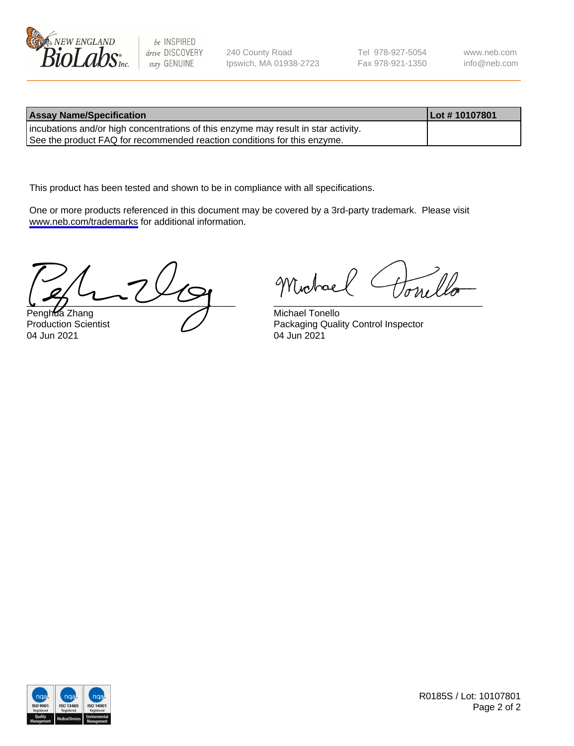| Assay Name/Specification | Lot # 10107801 |
| --- | --- |
| incubations and/or high concentrations of this enzyme may result in star activity. See the product FAQ for recommended reaction conditions for this enzyme. | |

This product has been tested and shown to be in compliance with all specifications.

One or more products referenced in this document may be covered by a 3rd-party trademark. Please visit www.neb.com/trademarks for additional information.

Penghua Zhang
Production Scientist
04 Jun 2021

Michael Tonello
Packaging Quality Control Inspector
04 Jun 2021

R0185S / Lot: 10107801